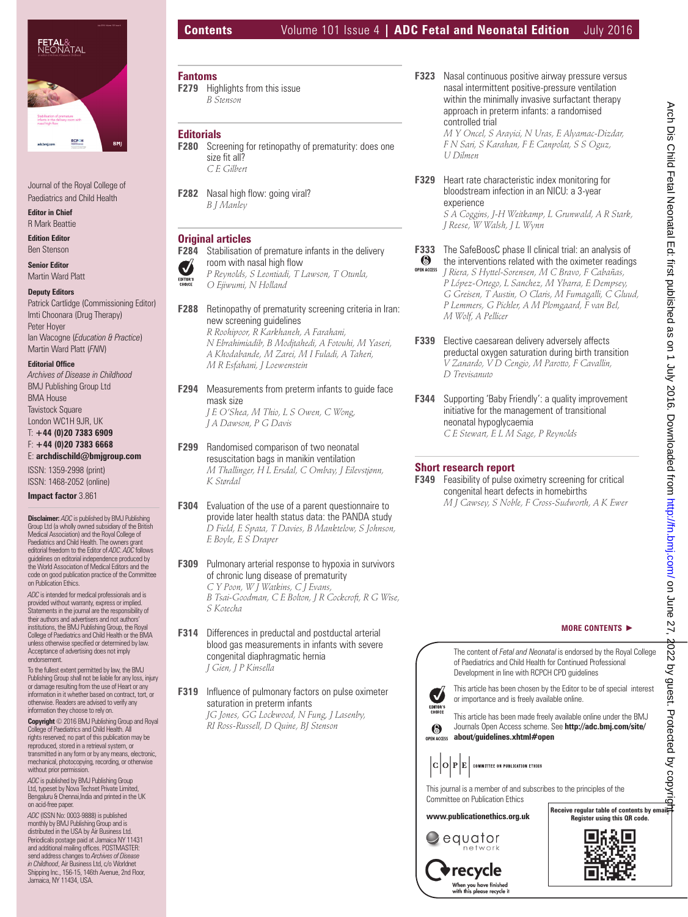# Contents

Volume 101 Issue 4 | **ADC Fetal and Neonatal Edition** July 2016

Journal of the Royal College of Paediatrics and Child Health

**Editor in Chief**
R Mark Beattie

**Edition Editor**
Ben Stenson

**Senior Editor**
Martin Ward Platt

**Deputy Editors**
Patrick Cartlidge (Commissioning Editor)
Imti Choonara (Drug Therapy)
Peter Hoyer
Ian Wacogne (*Education & Practice*)
Martin Ward Platt (*FNN*)

**Editorial Office**
*Archives of Disease in Childhood*
BMJ Publishing Group Ltd
BMA House
Tavistock Square
London WC1H 9JR, UK
T: **+44 (0)20 7383 6909**
F: **+44 (0)20 7383 6668**
E: **archdischild@bmjgroup.com**

ISSN: 1359-2998 (print)
ISSN: 1468-2052 (online)

**Impact factor** 3.861

**Disclaimer:** *ADC* is published by BMJ Publishing Group Ltd (a wholly owned subsidiary of the British Medical Association) and the Royal College of Paediatrics and Child Health. The owners grant editorial freedom to the Editor of *ADC*. *ADC* follows guidelines on editorial independence produced by the World Association of Medical Editors and the code on good publication practice of the Committee on Publication Ethics.

*ADC* is intended for medical professionals and is provided without warranty, express or implied. Statements in the journal are the responsibility of their authors and advertisers and not authors' institutions, the BMJ Publishing Group, the Royal College of Paediatrics and Child Health or the BMA unless otherwise specified or determined by law. Acceptance of advertising does not imply endorsement.

To the fullest extent permitted by law, the BMJ Publishing Group shall not be liable for any loss, injury or damage resulting from the use of Heart or any information in it whether based on contract, tort, or otherwise. Readers are advised to verify any information they choose to rely on.

**Copyright** © 2016 BMJ Publishing Group and Royal College of Paediatrics and Child Health. All rights reserved; no part of this publication may be reproduced, stored in a retrieval system, or transmitted in any form or by any means, electronic, mechanical, photocopying, recording, or otherwise without prior permission.

*ADC* is published by BMJ Publishing Group Ltd, typeset by Nova Techset Private Limited, Bengaluru & Chennai,India and printed in the UK on acid-free paper.

*ADC* (ISSN No: 0003-9888) is published monthly by BMJ Publishing Group and is distributed in the USA by Air Business Ltd. Periodicals postage paid at Jamaica NY 11431 and additional mailing offices. POSTMASTER: send address changes to *Archives of Disease in Childhood*, Air Business Ltd, c/o Worldnet Shipping Inc., 156-15, 146th Avenue, 2nd Floor, Jamaica, NY 11434, USA.

## Fantoms

**F279** Highlights from this issue
*B Stenson*

## Editorials

**F280** Screening for retinopathy of prematurity: does one size fit all?
*C E Gilbert*

**F282** Nasal high flow: going viral?
*B J Manley*

## Original articles

**F284** Stabilisation of premature infants in the delivery room with nasal high flow (EDITOR'S CHOICE)
*P Reynolds, S Leontiadi, T Lawson, T Otunla, O Ejiwumi, N Holland*

**F288** Retinopathy of prematurity screening criteria in Iran: new screening guidelines
*R Roohipoor, R Karkhaneh, A Farahani, N Ebrahimiadib, B Modjtahedi, A Fotouhi, M Yaseri, A Khodabande, M Zarei, M I Fuladi, A Taheri, M R Esfahani, J Loewenstein*

**F294** Measurements from preterm infants to guide face mask size
*J E O'Shea, M Thio, L S Owen, C Wong, J A Dawson, P G Davis*

**F299** Randomised comparison of two neonatal resuscitation bags in manikin ventilation
*M Thallinger, H L Ersdal, C Ombay, J Eilevstjønn, K Størdal*

**F304** Evaluation of the use of a parent questionnaire to provide later health status data: the PANDA study
*D Field, E Spata, T Davies, B Manktelow, S Johnson, E Boyle, E S Draper*

**F309** Pulmonary arterial response to hypoxia in survivors of chronic lung disease of prematurity
*C Y Poon, W J Watkins, C J Evans, B Tsai-Goodman, C E Bolton, J R Cockcroft, R G Wise, S Kotecha*

**F314** Differences in preductal and postductal arterial blood gas measurements in infants with severe congenital diaphragmatic hernia
*J Gien, J P Kinsella*

**F319** Influence of pulmonary factors on pulse oximeter saturation in preterm infants
*JG Jones, GG Lockwood, N Fung, J Lasenby, RI Ross-Russell, D Quine, BJ Stenson*

**F323** Nasal continuous positive airway pressure versus nasal intermittent positive-pressure ventilation within the minimally invasive surfactant therapy approach in preterm infants: a randomised controlled trial
*M Y Oncel, S Arayici, N Uras, E Alyamac-Dizdar, F N Sari, S Karahan, F E Canpolat, S S Oguz, U Dilmen*

**F329** Heart rate characteristic index monitoring for bloodstream infection in an NICU: a 3-year experience
*S A Coggins, J-H Weitkamp, L Grunwald, A R Stark, J Reese, W Walsh, J L Wynn*

**F333** The SafeBoosC phase II clinical trial: an analysis of the interventions related with the oximeter readings (OPEN ACCESS)
*J Riera, S Hyttel-Sorensen, M C Bravo, F Cabañas, P López-Ortego, L Sanchez, M Ybarra, E Dempsey, G Greisen, T Austin, O Claris, M Fumagalli, C Gluud, P Lemmers, G Pichler, A M Plomgaard, F van Bel, M Wolf, A Pellicer*

**F339** Elective caesarean delivery adversely affects preductal oxygen saturation during birth transition
*V Zanardo, V D Cengio, M Parotto, F Cavallin, D Trevisanuto*

**F344** Supporting 'Baby Friendly': a quality improvement initiative for the management of transitional neonatal hypoglycaemia
*C E Stewart, E L M Sage, P Reynolds*

## Short research report

**F349** Feasibility of pulse oximetry screening for critical congenital heart defects in homebirths
*M J Cawsey, S Noble, F Cross-Sudworth, A K Ewer*

**MORE CONTENTS ►**

The content of *Fetal and Neonatal* is endorsed by the Royal College of Paediatrics and Child Health for Continued Professional Development in line with RCPCH CPD guidelines

EDITOR'S CHOICE: This article has been chosen by the Editor to be of special interest or importance and is freely available online.

OPEN ACCESS: This article has been made freely available online under the BMJ Journals Open Access scheme. See **http://adc.bmj.com/site/about/guidelines.xhtml#open**

COPE — COMMITTEE ON PUBLICATION ETHICS

This journal is a member of and subscribes to the principles of the Committee on Publication Ethics

**www.publicationethics.org.uk**

equator network

recycle — When you have finished with this please recycle it

**Receive regular table of contents by email. Register using this QR code.**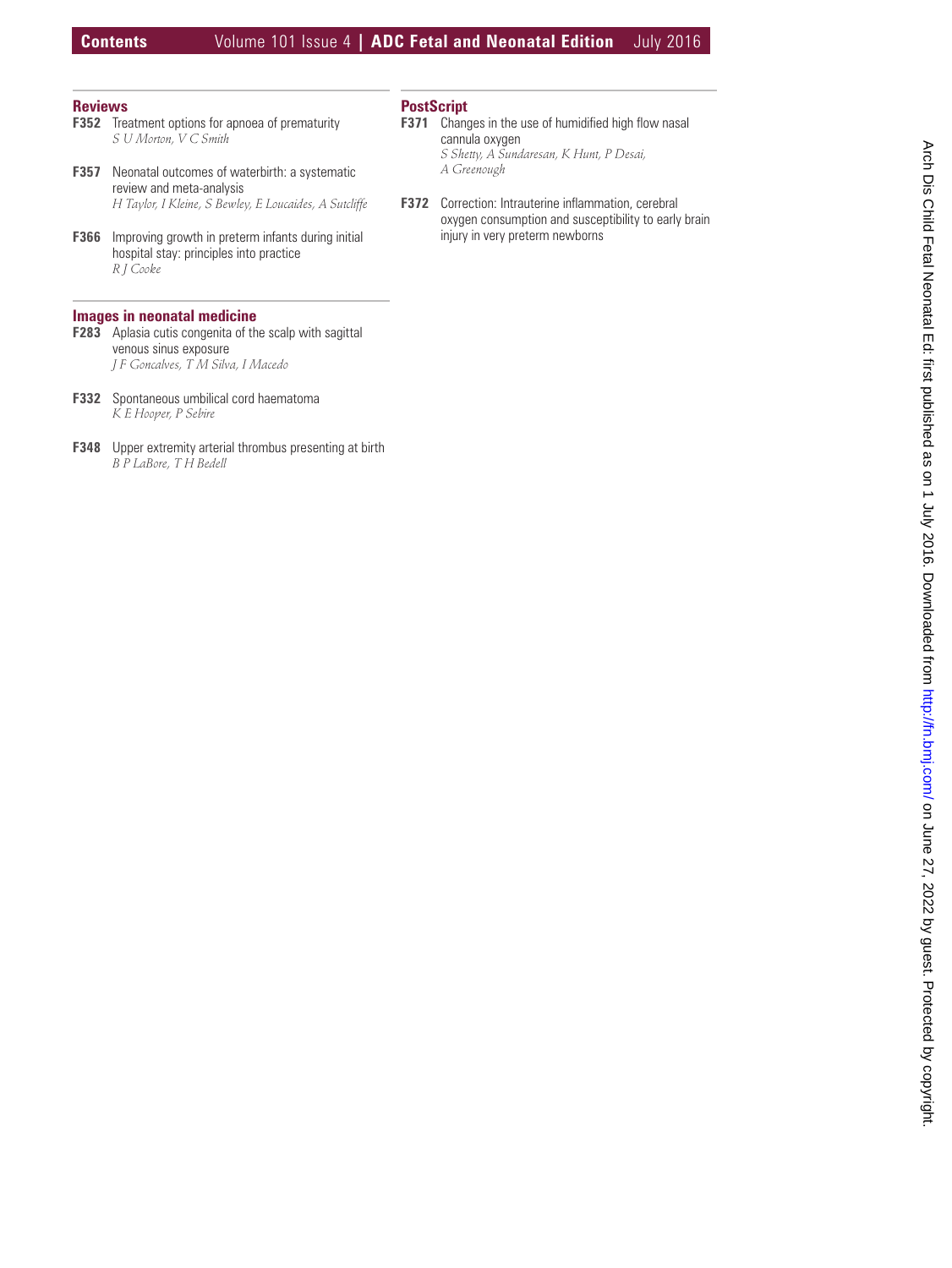## Reviews

**F352** Treatment options for apnoea of prematurity
*S U Morton, V C Smith*

**F357** Neonatal outcomes of waterbirth: a systematic review and meta-analysis
*H Taylor, I Kleine, S Bewley, E Loucaides, A Sutcliffe*

**F366** Improving growth in preterm infants during initial hospital stay: principles into practice
*R J Cooke*

## Images in neonatal medicine

**F283** Aplasia cutis congenita of the scalp with sagittal venous sinus exposure
*J F Goncalves, T M Silva, I Macedo*

**F332** Spontaneous umbilical cord haematoma
*K E Hooper, P Sebire*

**F348** Upper extremity arterial thrombus presenting at birth
*B P LaBore, T H Bedell*

## PostScript

**F371** Changes in the use of humidified high flow nasal cannula oxygen
*S Shetty, A Sundaresan, K Hunt, P Desai, A Greenough*

**F372** Correction: Intrauterine inflammation, cerebral oxygen consumption and susceptibility to early brain injury in very preterm newborns